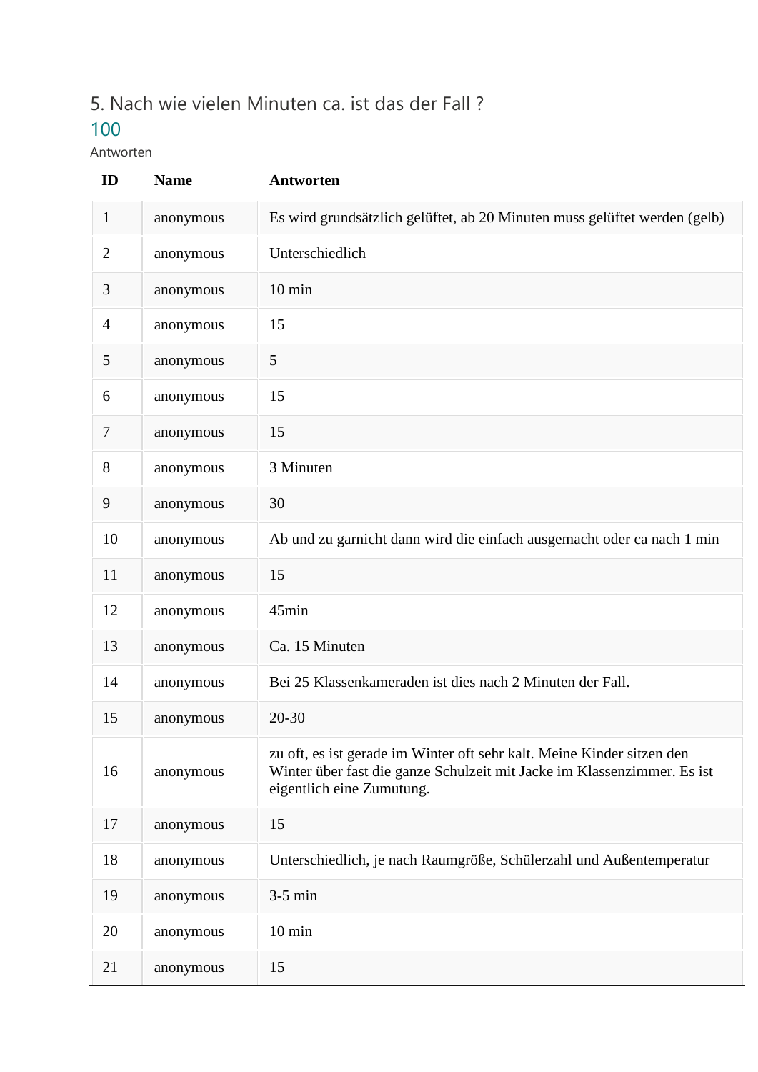## 5. Nach wie vielen Minuten ca. ist das der Fall ?

100

Antworten

| ID | Name | Antworten |
|---|---|---|
| 1 | anonymous | Es wird grundsätzlich gelüftet, ab 20 Minuten muss gelüftet werden (gelb) |
| 2 | anonymous | Unterschiedlich |
| 3 | anonymous | 10 min |
| 4 | anonymous | 15 |
| 5 | anonymous | 5 |
| 6 | anonymous | 15 |
| 7 | anonymous | 15 |
| 8 | anonymous | 3 Minuten |
| 9 | anonymous | 30 |
| 10 | anonymous | Ab und zu garnicht dann wird die einfach ausgemacht oder ca nach 1 min |
| 11 | anonymous | 15 |
| 12 | anonymous | 45min |
| 13 | anonymous | Ca. 15 Minuten |
| 14 | anonymous | Bei 25 Klassenkameraden ist dies nach 2 Minuten der Fall. |
| 15 | anonymous | 20-30 |
| 16 | anonymous | zu oft, es ist gerade im Winter oft sehr kalt. Meine Kinder sitzen den Winter über fast die ganze Schulzeit mit Jacke im Klassenzimmer. Es ist eigentlich eine Zumutung. |
| 17 | anonymous | 15 |
| 18 | anonymous | Unterschiedlich, je nach Raumgröße, Schülerzahl und Außentemperatur |
| 19 | anonymous | 3-5 min |
| 20 | anonymous | 10 min |
| 21 | anonymous | 15 |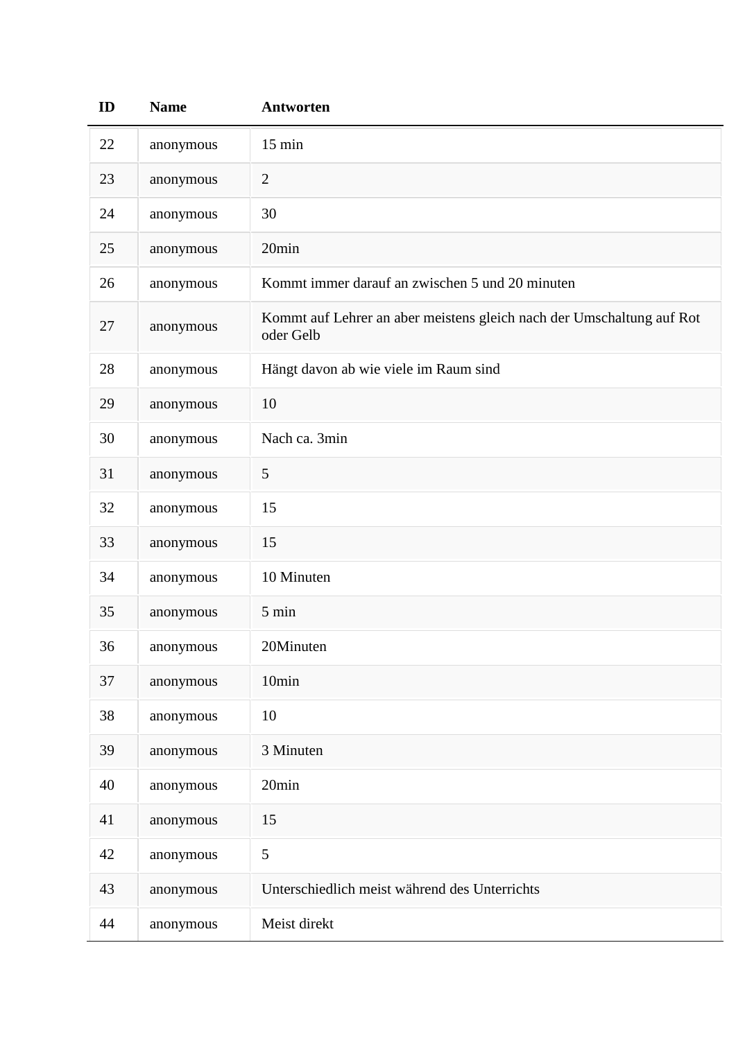| ID | Name | Antworten |
|---|---|---|
| 22 | anonymous | 15 min |
| 23 | anonymous | 2 |
| 24 | anonymous | 30 |
| 25 | anonymous | 20min |
| 26 | anonymous | Kommt immer darauf an zwischen 5 und 20 minuten |
| 27 | anonymous | Kommt auf Lehrer an aber meistens gleich nach der Umschaltung auf Rot oder Gelb |
| 28 | anonymous | Hängt davon ab wie viele im Raum sind |
| 29 | anonymous | 10 |
| 30 | anonymous | Nach ca. 3min |
| 31 | anonymous | 5 |
| 32 | anonymous | 15 |
| 33 | anonymous | 15 |
| 34 | anonymous | 10 Minuten |
| 35 | anonymous | 5 min |
| 36 | anonymous | 20Minuten |
| 37 | anonymous | 10min |
| 38 | anonymous | 10 |
| 39 | anonymous | 3 Minuten |
| 40 | anonymous | 20min |
| 41 | anonymous | 15 |
| 42 | anonymous | 5 |
| 43 | anonymous | Unterschiedlich meist während des Unterrichts |
| 44 | anonymous | Meist direkt |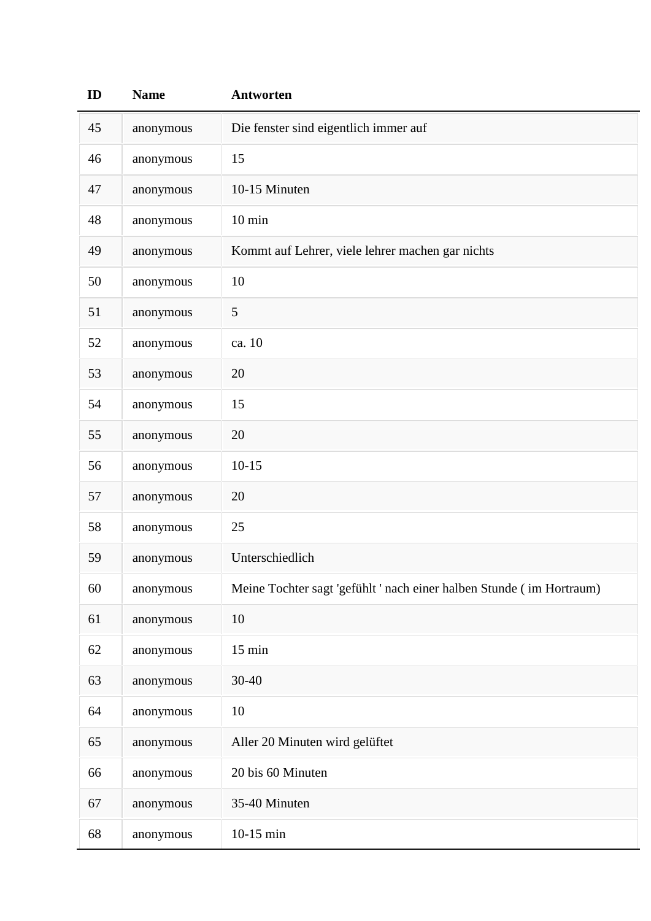| ID | Name | Antworten |
| --- | --- | --- |
| 45 | anonymous | Die fenster sind eigentlich immer auf |
| 46 | anonymous | 15 |
| 47 | anonymous | 10-15 Minuten |
| 48 | anonymous | 10 min |
| 49 | anonymous | Kommt auf Lehrer, viele lehrer machen gar nichts |
| 50 | anonymous | 10 |
| 51 | anonymous | 5 |
| 52 | anonymous | ca. 10 |
| 53 | anonymous | 20 |
| 54 | anonymous | 15 |
| 55 | anonymous | 20 |
| 56 | anonymous | 10-15 |
| 57 | anonymous | 20 |
| 58 | anonymous | 25 |
| 59 | anonymous | Unterschiedlich |
| 60 | anonymous | Meine Tochter sagt 'gefühlt ' nach einer halben Stunde ( im Hortraum) |
| 61 | anonymous | 10 |
| 62 | anonymous | 15 min |
| 63 | anonymous | 30-40 |
| 64 | anonymous | 10 |
| 65 | anonymous | Aller 20 Minuten wird gelüftet |
| 66 | anonymous | 20 bis 60 Minuten |
| 67 | anonymous | 35-40 Minuten |
| 68 | anonymous | 10-15 min |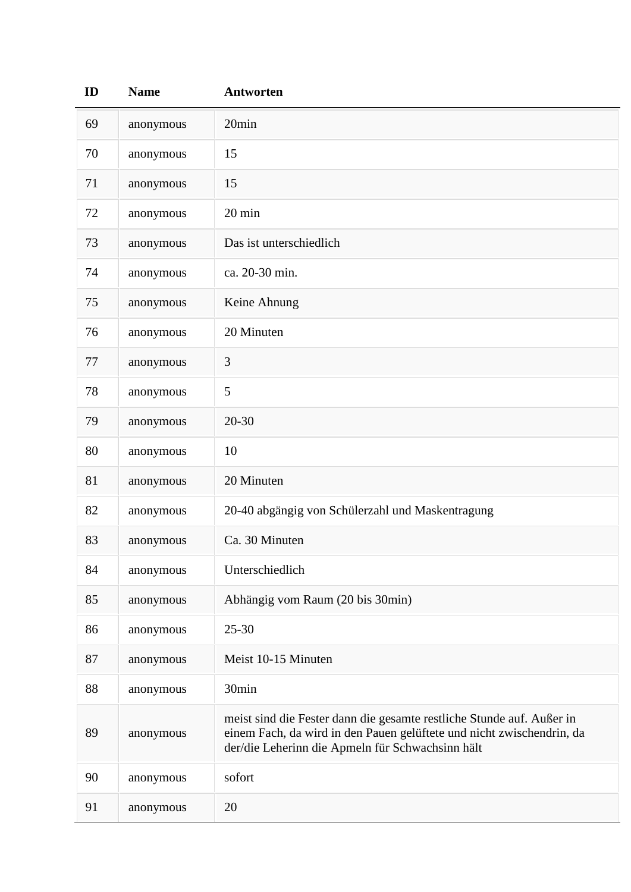| ID | Name | Antworten |
|---|---|---|
| 69 | anonymous | 20min |
| 70 | anonymous | 15 |
| 71 | anonymous | 15 |
| 72 | anonymous | 20 min |
| 73 | anonymous | Das ist unterschiedlich |
| 74 | anonymous | ca. 20-30 min. |
| 75 | anonymous | Keine Ahnung |
| 76 | anonymous | 20 Minuten |
| 77 | anonymous | 3 |
| 78 | anonymous | 5 |
| 79 | anonymous | 20-30 |
| 80 | anonymous | 10 |
| 81 | anonymous | 20 Minuten |
| 82 | anonymous | 20-40 abgängig von Schülerzahl und Maskentragung |
| 83 | anonymous | Ca. 30 Minuten |
| 84 | anonymous | Unterschiedlich |
| 85 | anonymous | Abhängig vom Raum (20 bis 30min) |
| 86 | anonymous | 25-30 |
| 87 | anonymous | Meist 10-15 Minuten |
| 88 | anonymous | 30min |
| 89 | anonymous | meist sind die Fester dann die gesamte restliche Stunde auf. Außer in einem Fach, da wird in den Pauen gelüftete und nicht zwischendrin, da der/die Leherinn die Apmeln für Schwachsinn hält |
| 90 | anonymous | sofort |
| 91 | anonymous | 20 |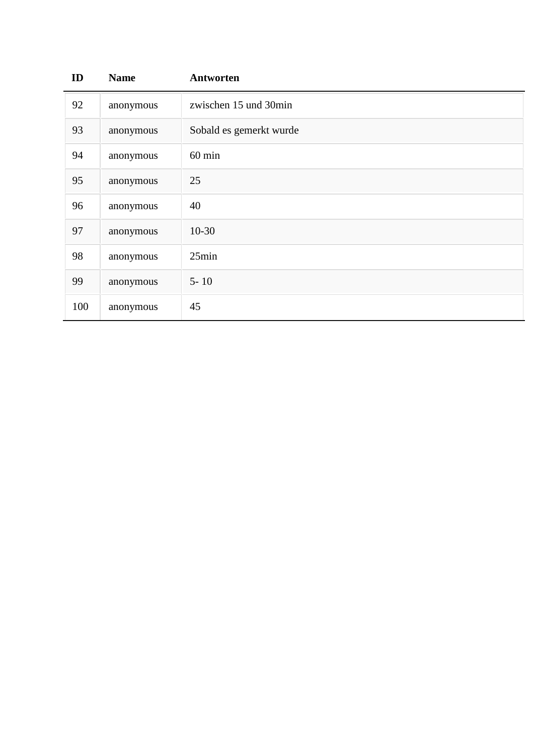| ID | Name | Antworten |
| --- | --- | --- |
| 92 | anonymous | zwischen 15 und 30min |
| 93 | anonymous | Sobald es gemerkt wurde |
| 94 | anonymous | 60 min |
| 95 | anonymous | 25 |
| 96 | anonymous | 40 |
| 97 | anonymous | 10-30 |
| 98 | anonymous | 25min |
| 99 | anonymous | 5- 10 |
| 100 | anonymous | 45 |